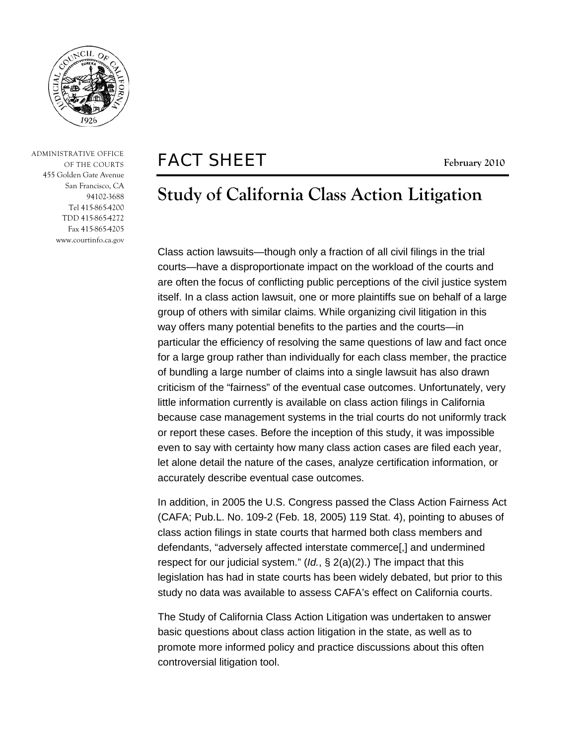ADMINISTRATIVE OFFICE OF THE COURTS
455 Golden Gate Avenue
San Francisco, CA
94102-3688
Tel 415-865-4200
TDD 415-865-4272
Fax 415-865-4205
www.courtinfo.ca.gov

# FACT SHEET

**February 2010**

## Study of California Class Action Litigation

Class action lawsuits—though only a fraction of all civil filings in the trial courts—have a disproportionate impact on the workload of the courts and are often the focus of conflicting public perceptions of the civil justice system itself. In a class action lawsuit, one or more plaintiffs sue on behalf of a large group of others with similar claims. While organizing civil litigation in this way offers many potential benefits to the parties and the courts—in particular the efficiency of resolving the same questions of law and fact once for a large group rather than individually for each class member, the practice of bundling a large number of claims into a single lawsuit has also drawn criticism of the "fairness" of the eventual case outcomes. Unfortunately, very little information currently is available on class action filings in California because case management systems in the trial courts do not uniformly track or report these cases. Before the inception of this study, it was impossible even to say with certainty how many class action cases are filed each year, let alone detail the nature of the cases, analyze certification information, or accurately describe eventual case outcomes.

In addition, in 2005 the U.S. Congress passed the Class Action Fairness Act (CAFA; Pub.L. No. 109-2 (Feb. 18, 2005) 119 Stat. 4), pointing to abuses of class action filings in state courts that harmed both class members and defendants, "adversely affected interstate commerce[,] and undermined respect for our judicial system." (*Id.*, § 2(a)(2).) The impact that this legislation has had in state courts has been widely debated, but prior to this study no data was available to assess CAFA's effect on California courts.

The Study of California Class Action Litigation was undertaken to answer basic questions about class action litigation in the state, as well as to promote more informed policy and practice discussions about this often controversial litigation tool.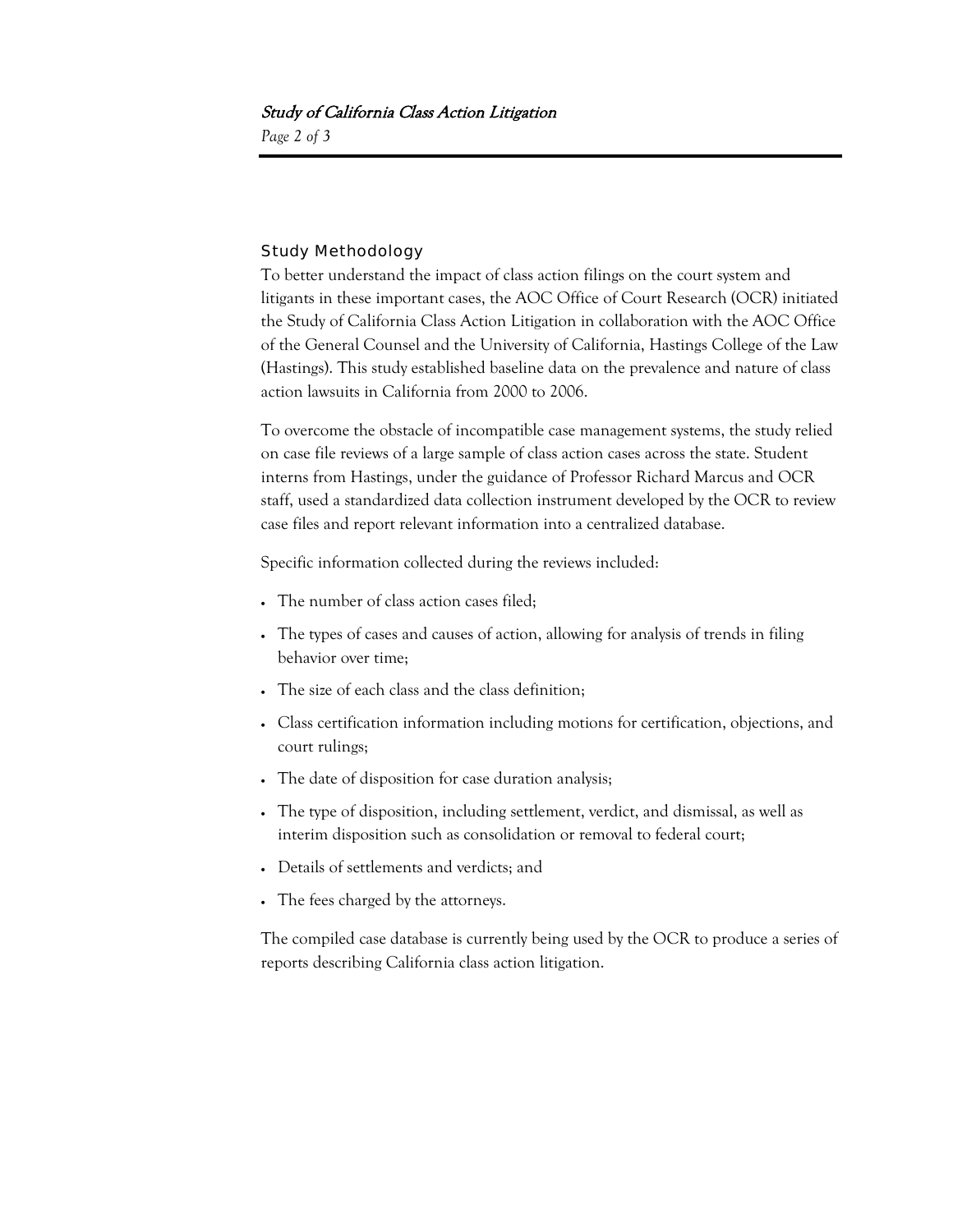## Study Methodology

To better understand the impact of class action filings on the court system and litigants in these important cases, the AOC Office of Court Research (OCR) initiated the Study of California Class Action Litigation in collaboration with the AOC Office of the General Counsel and the University of California, Hastings College of the Law (Hastings). This study established baseline data on the prevalence and nature of class action lawsuits in California from 2000 to 2006.

To overcome the obstacle of incompatible case management systems, the study relied on case file reviews of a large sample of class action cases across the state. Student interns from Hastings, under the guidance of Professor Richard Marcus and OCR staff, used a standardized data collection instrument developed by the OCR to review case files and report relevant information into a centralized database.

Specific information collected during the reviews included:

- The number of class action cases filed;
- The types of cases and causes of action, allowing for analysis of trends in filing behavior over time;
- The size of each class and the class definition;
- Class certification information including motions for certification, objections, and court rulings;
- The date of disposition for case duration analysis;
- The type of disposition, including settlement, verdict, and dismissal, as well as interim disposition such as consolidation or removal to federal court;
- Details of settlements and verdicts; and
- The fees charged by the attorneys.

The compiled case database is currently being used by the OCR to produce a series of reports describing California class action litigation.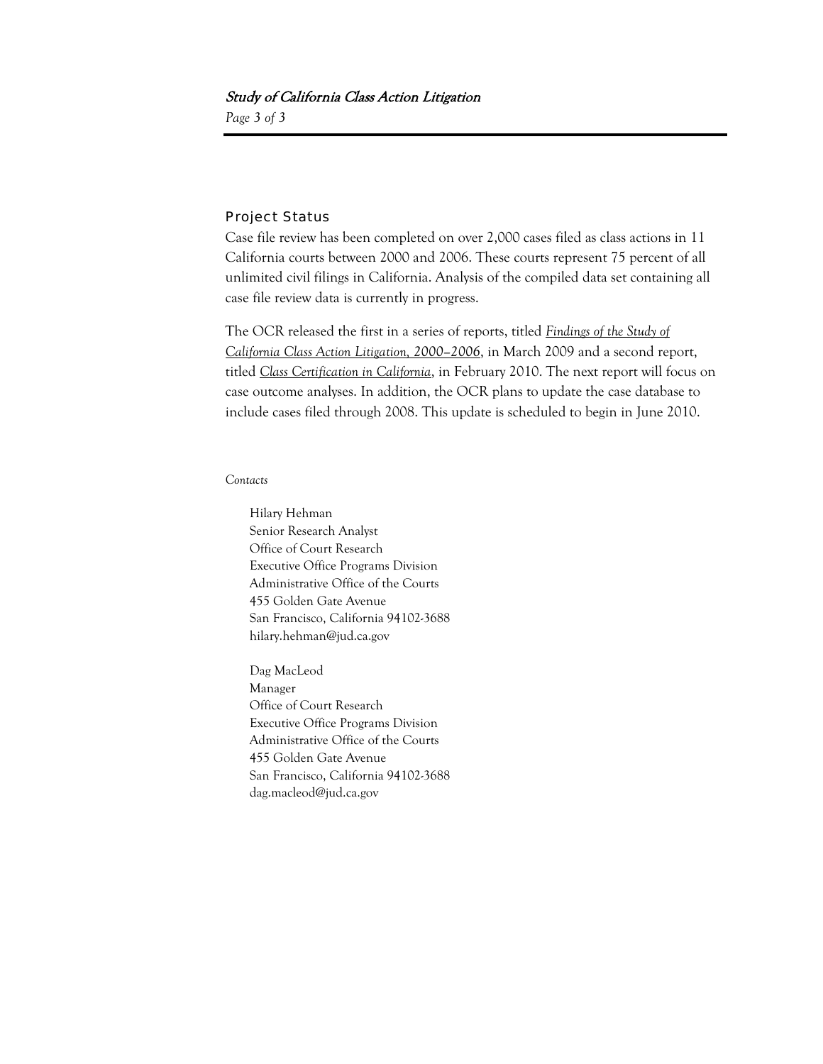## Project Status

Case file review has been completed on over 2,000 cases filed as class actions in 11 California courts between 2000 and 2006. These courts represent 75 percent of all unlimited civil filings in California. Analysis of the compiled data set containing all case file review data is currently in progress.

The OCR released the first in a series of reports, titled *Findings of the Study of California Class Action Litigation, 2000–2006*, in March 2009 and a second report, titled *Class Certification in California*, in February 2010. The next report will focus on case outcome analyses. In addition, the OCR plans to update the case database to include cases filed through 2008. This update is scheduled to begin in June 2010.

*Contacts*

Hilary Hehman
Senior Research Analyst
Office of Court Research
Executive Office Programs Division
Administrative Office of the Courts
455 Golden Gate Avenue
San Francisco, California 94102-3688
hilary.hehman@jud.ca.gov

Dag MacLeod
Manager
Office of Court Research
Executive Office Programs Division
Administrative Office of the Courts
455 Golden Gate Avenue
San Francisco, California 94102-3688
dag.macleod@jud.ca.gov